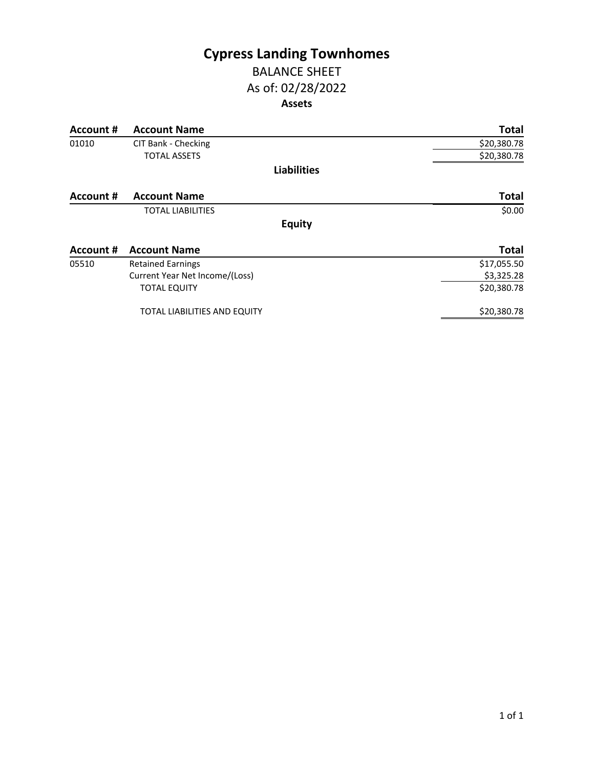# Cypress Landing Townhomes

## BALANCE SHEET

## As of: 02/28/2022

### Assets

| Account # | Account Name | Total |
|---|---|---|
| 01010 | CIT Bank - Checking | $20,380.78 |
| | TOTAL ASSETS | $20,380.78 |

### Liabilities

| Account # | Account Name | Total |
|---|---|---|
| | TOTAL LIABILITIES | $0.00 |

### Equity

| Account # | Account Name | Total |
|---|---|---|
| 05510 | Retained Earnings | $17,055.50 |
| | Current Year Net Income/(Loss) | $3,325.28 |
| | TOTAL EQUITY | $20,380.78 |
| | TOTAL LIABILITIES AND EQUITY | $20,380.78 |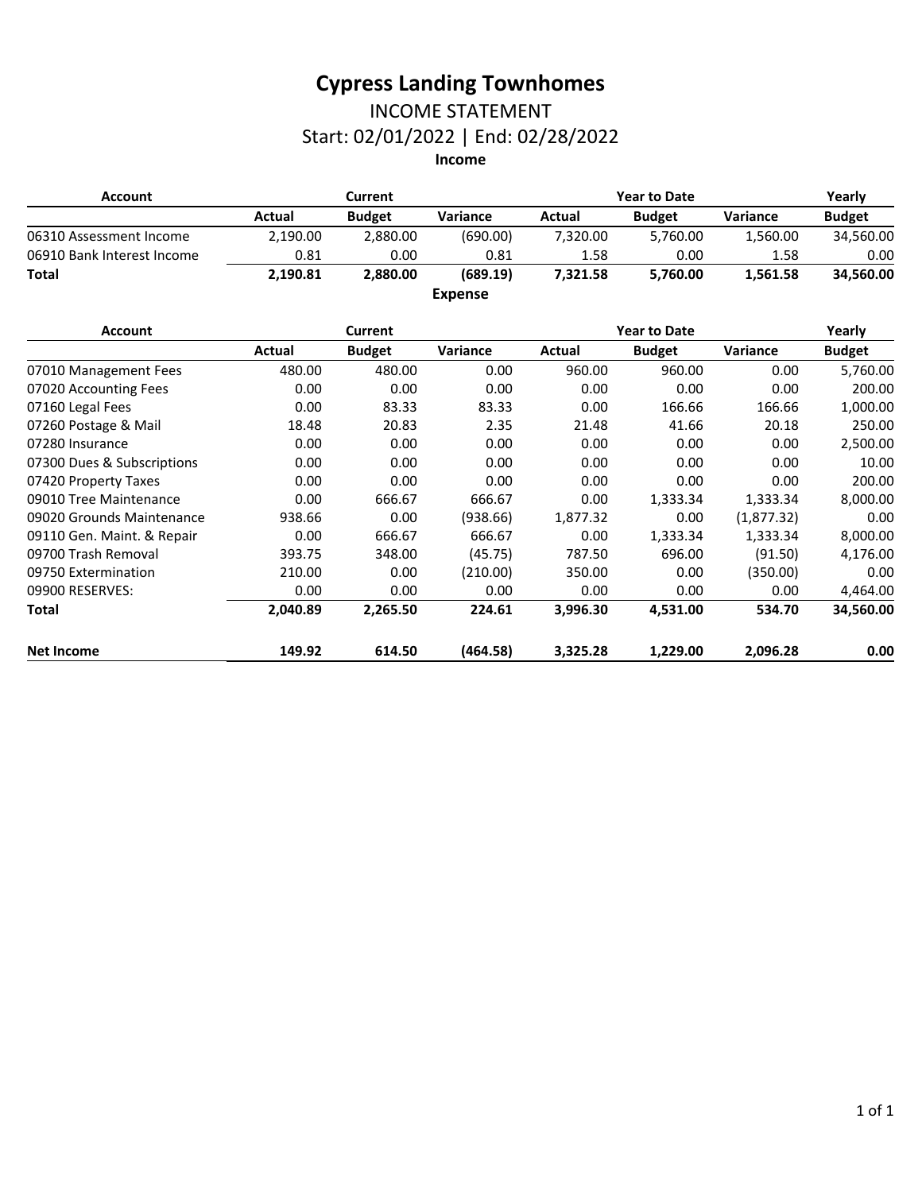# Cypress Landing Townhomes

## INCOME STATEMENT

### Start: 02/01/2022 | End: 02/28/2022

**Income**

| Account | Current | | | Year to Date | | | Yearly |
|---|---|---|---|---|---|---|---|
| | **Actual** | **Budget** | **Variance** | **Actual** | **Budget** | **Variance** | **Budget** |
| 06310 Assessment Income | 2,190.00 | 2,880.00 | (690.00) | 7,320.00 | 5,760.00 | 1,560.00 | 34,560.00 |
| 06910 Bank Interest Income | 0.81 | 0.00 | 0.81 | 1.58 | 0.00 | 1.58 | 0.00 |
| **Total** | **2,190.81** | **2,880.00** | **(689.19)** | **7,321.58** | **5,760.00** | **1,561.58** | **34,560.00** |

**Expense**

| Account | Current | | | Year to Date | | | Yearly |
|---|---|---|---|---|---|---|---|
| | **Actual** | **Budget** | **Variance** | **Actual** | **Budget** | **Variance** | **Budget** |
| 07010 Management Fees | 480.00 | 480.00 | 0.00 | 960.00 | 960.00 | 0.00 | 5,760.00 |
| 07020 Accounting Fees | 0.00 | 0.00 | 0.00 | 0.00 | 0.00 | 0.00 | 200.00 |
| 07160 Legal Fees | 0.00 | 83.33 | 83.33 | 0.00 | 166.66 | 166.66 | 1,000.00 |
| 07260 Postage & Mail | 18.48 | 20.83 | 2.35 | 21.48 | 41.66 | 20.18 | 250.00 |
| 07280 Insurance | 0.00 | 0.00 | 0.00 | 0.00 | 0.00 | 0.00 | 2,500.00 |
| 07300 Dues & Subscriptions | 0.00 | 0.00 | 0.00 | 0.00 | 0.00 | 0.00 | 10.00 |
| 07420 Property Taxes | 0.00 | 0.00 | 0.00 | 0.00 | 0.00 | 0.00 | 200.00 |
| 09010 Tree Maintenance | 0.00 | 666.67 | 666.67 | 0.00 | 1,333.34 | 1,333.34 | 8,000.00 |
| 09020 Grounds Maintenance | 938.66 | 0.00 | (938.66) | 1,877.32 | 0.00 | (1,877.32) | 0.00 |
| 09110 Gen. Maint. & Repair | 0.00 | 666.67 | 666.67 | 0.00 | 1,333.34 | 1,333.34 | 8,000.00 |
| 09700 Trash Removal | 393.75 | 348.00 | (45.75) | 787.50 | 696.00 | (91.50) | 4,176.00 |
| 09750 Extermination | 210.00 | 0.00 | (210.00) | 350.00 | 0.00 | (350.00) | 0.00 |
| 09900 RESERVES: | 0.00 | 0.00 | 0.00 | 0.00 | 0.00 | 0.00 | 4,464.00 |
| **Total** | **2,040.89** | **2,265.50** | **224.61** | **3,996.30** | **4,531.00** | **534.70** | **34,560.00** |
| **Net Income** | **149.92** | **614.50** | **(464.58)** | **3,325.28** | **1,229.00** | **2,096.28** | **0.00** |